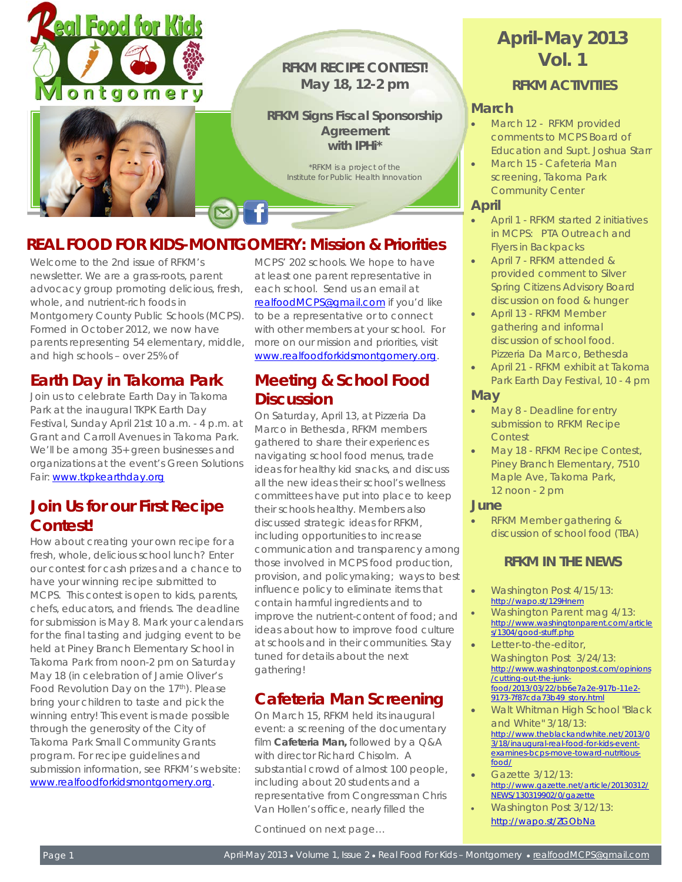# Real Food for Kids Montgomery

**RFKM RECIPE CONTEST!**
**May 18, 12-2 pm**

**RFKM Signs Fiscal Sponsorship Agreement with IPHi***

*RFKM is a project of the Institute for Public Health Innovation

## April-May 2013 Vol. 1

## REAL FOOD FOR KIDS-MONTGOMERY: Mission & Priorities

Welcome to the 2nd issue of RFKM's newsletter. We are a grass-roots, parent advocacy group promoting delicious, fresh, whole, and nutrient-rich foods in Montgomery County Public Schools (MCPS). Formed in October 2012, we now have parents representing 54 elementary, middle, and high schools – over 25% of MCPS' 202 schools. We hope to have at least one parent representative in each school. Send us an email at realfoodMCPS@gmail.com if you'd like to be a representative or to connect with other members at your school. For more on our mission and priorities, visit www.realfoodforkidsmontgomery.org.

## Earth Day in Takoma Park

Join us to celebrate Earth Day in Takoma Park at the inaugural TKPK Earth Day Festival, Sunday April 21st 10 a.m. - 4 p.m. at Grant and Carroll Avenues in Takoma Park. We'll be among 35+ green businesses and organizations at the event's Green Solutions Fair: www.tkpkearthday.org

## Join Us for our First Recipe Contest!

How about creating your own recipe for a fresh, whole, delicious school lunch? Enter our contest for cash prizes and a chance to have your winning recipe submitted to MCPS. This contest is open to kids, parents, chefs, educators, and friends. The deadline for submission is May 8. Mark your calendars for the final tasting and judging event to be held at Piney Branch Elementary School in Takoma Park from noon-2 pm on Saturday May 18 (in celebration of Jamie Oliver's Food Revolution Day on the 17th). Please bring your children to taste and pick the winning entry! This event is made possible through the generosity of the City of Takoma Park Small Community Grants program. For recipe guidelines and submission information, see RFKM's website: www.realfoodforkidsmontgomery.org.

## Meeting & School Food Discussion

On Saturday, April 13, at Pizzeria Da Marco in Bethesda, RFKM members gathered to share their experiences navigating school food menus, trade ideas for healthy kid snacks, and discuss all the new ideas their school's wellness committees have put into place to keep their schools healthy. Members also discussed strategic ideas for RFKM, including opportunities to increase communication and transparency among those involved in MCPS food production, provision, and policymaking; ways to best influence policy to eliminate items that contain harmful ingredients and to improve the nutrient-content of food; and ideas about how to improve food culture at schools and in their communities. Stay tuned for details about the next gathering!

## Cafeteria Man Screening

On March 15, RFKM held its inaugural event: a screening of the documentary film **Cafeteria Man,** followed by a Q&A with director Richard Chisolm. A substantial crowd of almost 100 people, including about 20 students and a representative from Congressman Chris Van Hollen's office, nearly filled the

Continued on next page…

## RFKM ACTIVITIES

### March

- March 12 - RFKM provided comments to MCPS Board of Education and Supt. Joshua Starr
- March 15 - Cafeteria Man screening, Takoma Park Community Center

### April

- April 1 - RFKM started 2 initiatives in MCPS: PTA Outreach and Flyers in Backpacks
- April 7 - RFKM attended & provided comment to Silver Spring Citizens Advisory Board discussion on food & hunger
- April 13 - RFKM Member gathering and informal discussion of school food. Pizzeria Da Marco, Bethesda
- April 21 - RFKM exhibit at Takoma Park Earth Day Festival, 10 - 4 pm

### May

- May 8 - Deadline for entry submission to RFKM Recipe Contest
- May 18 - RFKM Recipe Contest, Piney Branch Elementary, 7510 Maple Ave, Takoma Park, 12 noon - 2 pm

### June

- RFKM Member gathering & discussion of school food (TBA)

## RFKM IN THE NEWS

- Washington Post 4/15/13: http://wapo.st/129Hnem
- Washington Parent mag 4/13: http://www.washingtonparent.com/articles/1304/good-stuff.php
- Letter-to-the-editor, Washington Post 3/24/13: http://www.washingtonpost.com/opinions/cutting-out-the-junk-food/2013/03/22/bb6e7a2e-917b-11e2-9173-7f87cda73b49_story.html
- Walt Whitman High School "Black and White" 3/18/13: http://www.theblackandwhite.net/2013/03/18/inaugural-real-food-for-kids-event-examines-bcps-move-toward-nutritious-food/
- Gazette 3/12/13: http://www.gazette.net/article/20130312/NEWS/130319902/0/gazette
- Washington Post 3/12/13: http://wapo.st/ZGObNa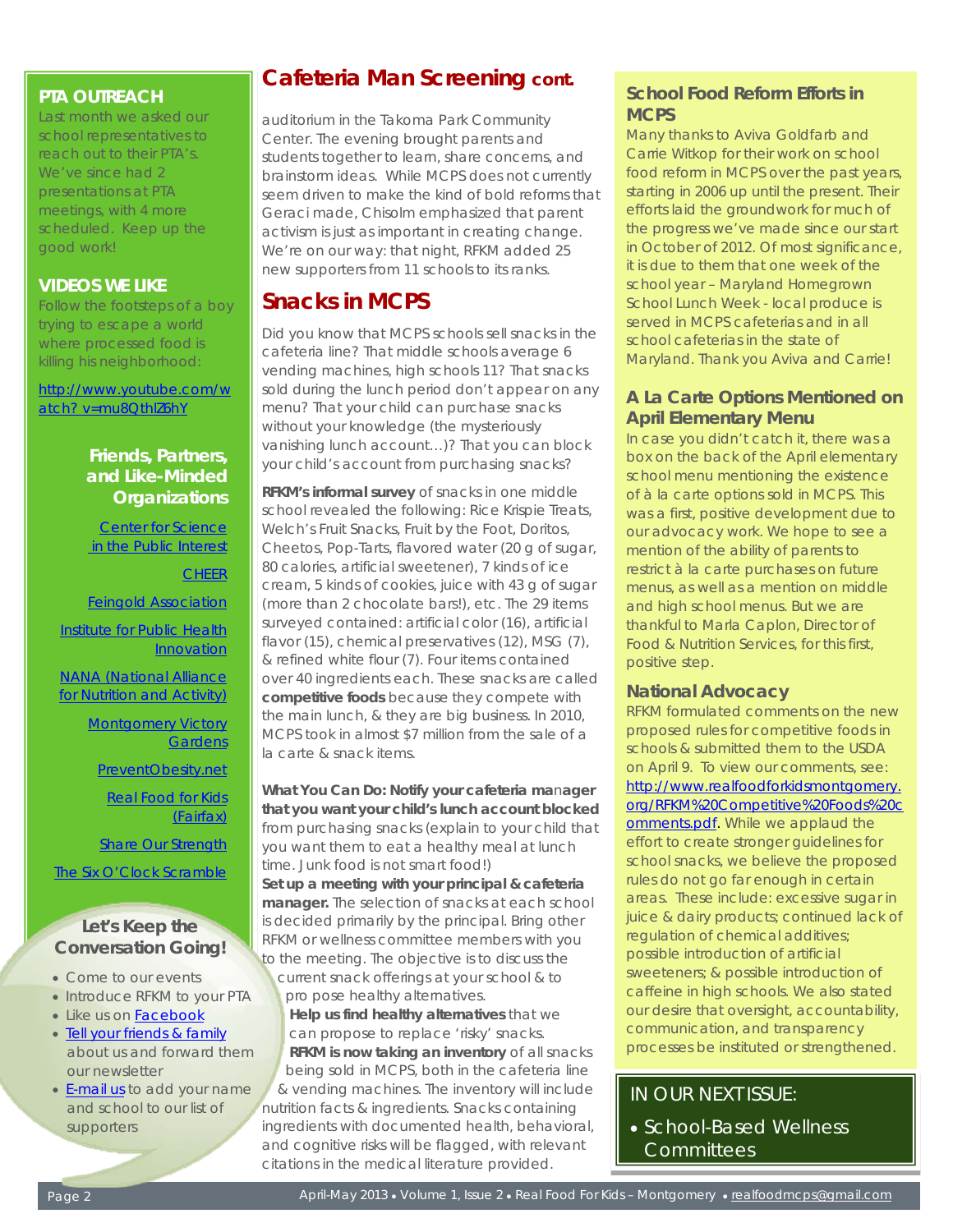## PTA OUTREACH

Last month we asked our school representatives to reach out to their PTA's. We've since had 2 presentations at PTA meetings, with 4 more scheduled. Keep up the good work!

## VIDEOS WE LIKE

Follow the footsteps of a boy trying to escape a world where processed food is killing his neighborhood:

http://www.youtube.com/watch?v=mu8QthlZ6hY

### Friends, Partners, and Like-Minded Organizations

Center for Science in the Public Interest

CHEER

Feingold Association

Institute for Public Health Innovation

NANA (National Alliance for Nutrition and Activity)

Montgomery Victory Gardens

PreventObesity.net

Real Food for Kids (Fairfax)

Share Our Strength

The Six O'Clock Scramble

### Let's Keep the Conversation Going!

- Come to our events
- Introduce RFKM to your PTA
- Like us on Facebook
- Tell your friends & family about us and forward them our newsletter
- E-mail us to add your name and school to our list of supporters

## Cafeteria Man Screening cont.

auditorium in the Takoma Park Community Center. The evening brought parents and students together to learn, share concerns, and brainstorm ideas. While MCPS does not currently seem driven to make the kind of bold reforms that Geraci made, Chisolm emphasized that parent activism is just as important in creating change. We're on our way: that night, RFKM added 25 new supporters from 11 schools to its ranks.

## Snacks in MCPS

Did you know that MCPS schools sell snacks in the cafeteria line? That middle schools average 6 vending machines, high schools 11? That snacks sold during the lunch period don't appear on any menu? That your child can purchase snacks without your knowledge (the mysteriously vanishing lunch account…)? That you can block your child's account from purchasing snacks?

**RFKM's informal survey** of snacks in one middle school revealed the following: Rice Krispie Treats, Welch's Fruit Snacks, Fruit by the Foot, Doritos, Cheetos, Pop-Tarts, flavored water (20 g of sugar, 80 calories, artificial sweetener), 7 kinds of ice cream, 5 kinds of cookies, juice with 43 g of sugar (more than 2 chocolate bars!), etc. The 29 items surveyed contained: artificial color (16), artificial flavor (15), chemical preservatives (12), MSG (7), & refined white flour (7). Four items contained over 40 ingredients each. These snacks are called **competitive foods** because they compete with the main lunch, & they are big business. In 2010, MCPS took in almost $7 million from the sale of a la carte & snack items.

**What You Can Do: Notify your cafeteria manager that you want your child's lunch account blocked** from purchasing snacks (explain to your child that you want them to eat a healthy meal at lunch time. Junk food is not smart food!)
**Set up a meeting with your principal & cafeteria manager.** The selection of snacks at each school is decided primarily by the principal. Bring other RFKM or wellness committee members with you to the meeting. The objective is to discuss the current snack offerings at your school & to propose healthy alternatives.
**Help us find healthy alternatives** that we can propose to replace 'risky' snacks.
**RFKM is now taking an inventory** of all snacks being sold in MCPS, both in the cafeteria line & vending machines. The inventory will include nutrition facts & ingredients. Snacks containing ingredients with documented health, behavioral, and cognitive risks will be flagged, with relevant citations in the medical literature provided.

## School Food Reform Efforts in MCPS

Many thanks to Aviva Goldfarb and Carrie Witkop for their work on school food reform in MCPS over the past years, starting in 2006 up until the present. Their efforts laid the groundwork for much of the progress we've made since our start in October of 2012. Of most significance, it is due to them that one week of the school year – Maryland Homegrown School Lunch Week - local produce is served in MCPS cafeterias and in all school cafeterias in the state of Maryland. Thank you Aviva and Carrie!

## A La Carte Options Mentioned on April Elementary Menu

In case you didn't catch it, there was a box on the back of the April elementary school menu mentioning the existence of à la carte options sold in MCPS. This was a first, positive development due to our advocacy work. We hope to see a mention of the ability of parents to restrict à la carte purchases on future menus, as well as a mention on middle and high school menus. But we are thankful to Marla Caplon, Director of Food & Nutrition Services, for this first, positive step.

## National Advocacy

RFKM formulated comments on the new proposed rules for competitive foods in schools & submitted them to the USDA on April 9. To view our comments, see: http://www.realfoodforkidsmontgomery.org/RFKM%20Competitive%20Foods%20comments.pdf. While we applaud the effort to create stronger guidelines for school snacks, we believe the proposed rules do not go far enough in certain areas. These include: excessive sugar in juice & dairy products; continued lack of regulation of chemical additives; possible introduction of artificial sweeteners; & possible introduction of caffeine in high schools. We also stated our desire that oversight, accountability, communication, and transparency processes be instituted or strengthened.

## IN OUR NEXT ISSUE:

- School-Based Wellness Committees